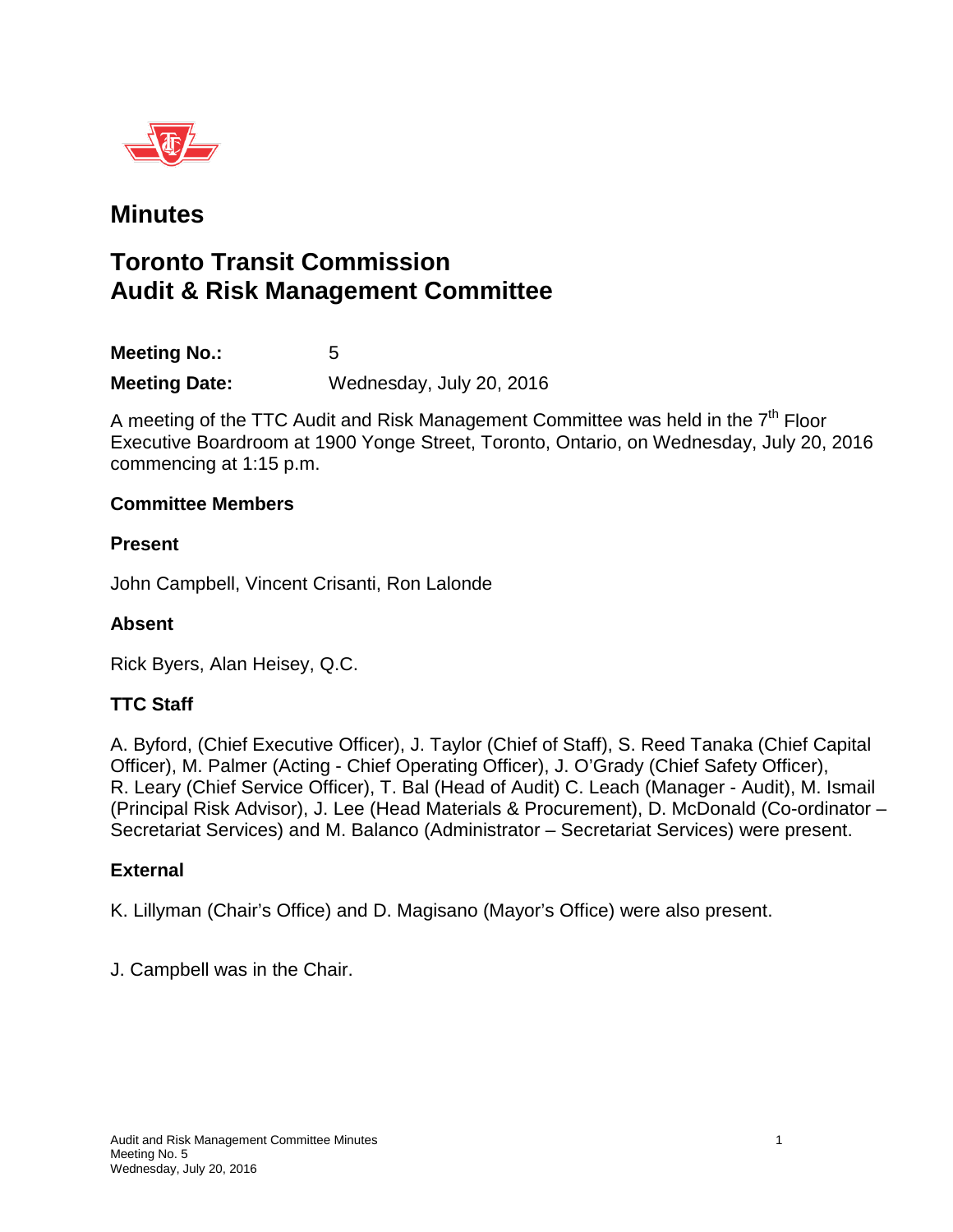# Minutes

## Toronto Transit Commission Audit & Risk Management Committee

**Meeting No.:** 5

**Meeting Date:** Wednesday, July 20, 2016

A meeting of the TTC Audit and Risk Management Committee was held in the 7th Floor Executive Boardroom at 1900 Yonge Street, Toronto, Ontario, on Wednesday, July 20, 2016 commencing at 1:15 p.m.

### Committee Members

#### Present

John Campbell, Vincent Crisanti, Ron Lalonde

#### Absent

Rick Byers, Alan Heisey, Q.C.

### TTC Staff

A. Byford, (Chief Executive Officer), J. Taylor (Chief of Staff), S. Reed Tanaka (Chief Capital Officer), M. Palmer (Acting - Chief Operating Officer), J. O'Grady (Chief Safety Officer), R. Leary (Chief Service Officer), T. Bal (Head of Audit) C. Leach (Manager - Audit), M. Ismail (Principal Risk Advisor), J. Lee (Head Materials & Procurement), D. McDonald (Co-ordinator – Secretariat Services) and M. Balanco (Administrator – Secretariat Services) were present.

### External

K. Lillyman (Chair's Office) and D. Magisano (Mayor's Office) were also present.

J. Campbell was in the Chair.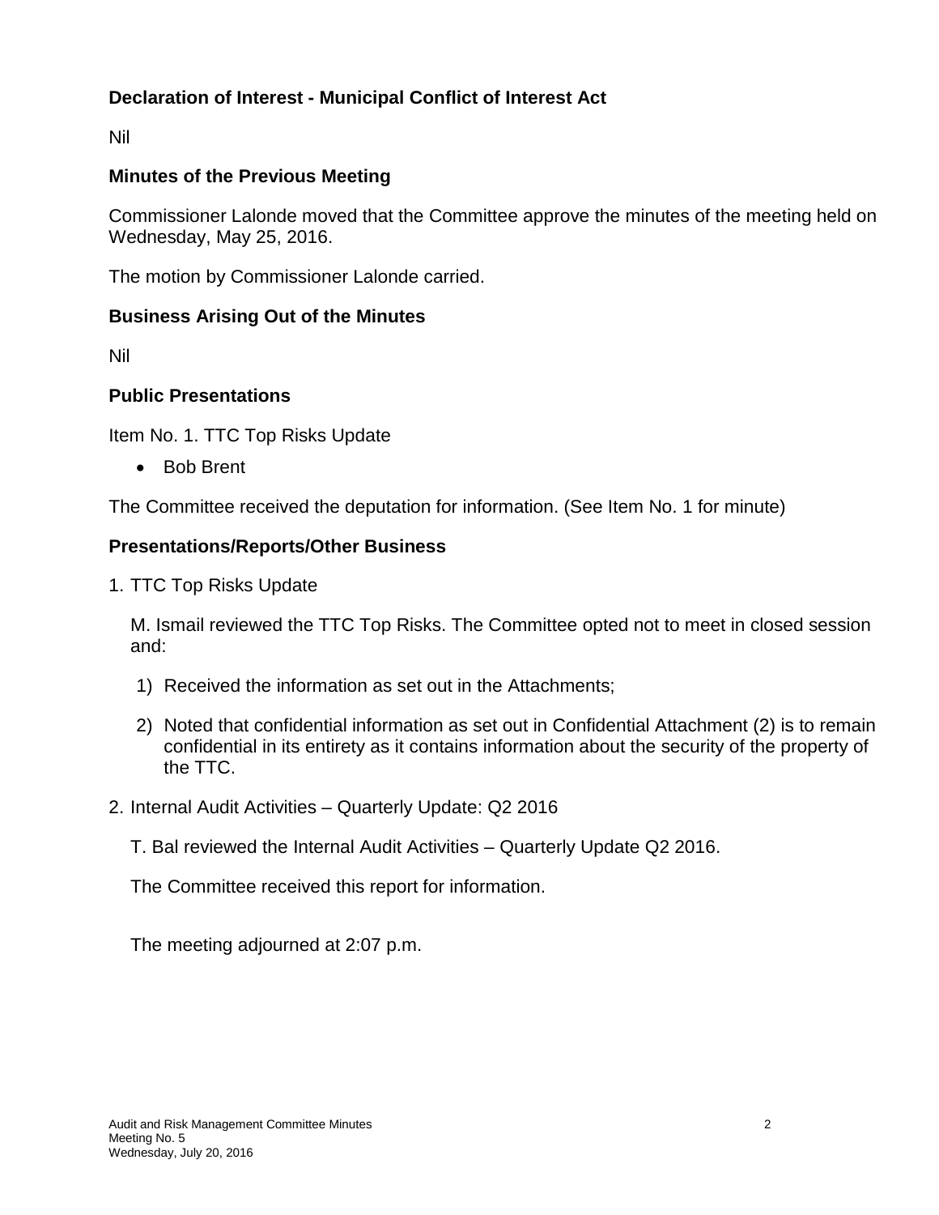### Declaration of Interest - Municipal Conflict of Interest Act

Nil

### Minutes of the Previous Meeting

Commissioner Lalonde moved that the Committee approve the minutes of the meeting held on Wednesday, May 25, 2016.

The motion by Commissioner Lalonde carried.

### Business Arising Out of the Minutes

Nil

### Public Presentations

Item No. 1. TTC Top Risks Update

- Bob Brent

The Committee received the deputation for information. (See Item No. 1 for minute)

### Presentations/Reports/Other Business

1. TTC Top Risks Update

   M. Ismail reviewed the TTC Top Risks. The Committee opted not to meet in closed session and:

   1) Received the information as set out in the Attachments;

   2) Noted that confidential information as set out in Confidential Attachment (2) is to remain confidential in its entirety as it contains information about the security of the property of the TTC.

2. Internal Audit Activities – Quarterly Update: Q2 2016

   T. Bal reviewed the Internal Audit Activities – Quarterly Update Q2 2016.

   The Committee received this report for information.

The meeting adjourned at 2:07 p.m.